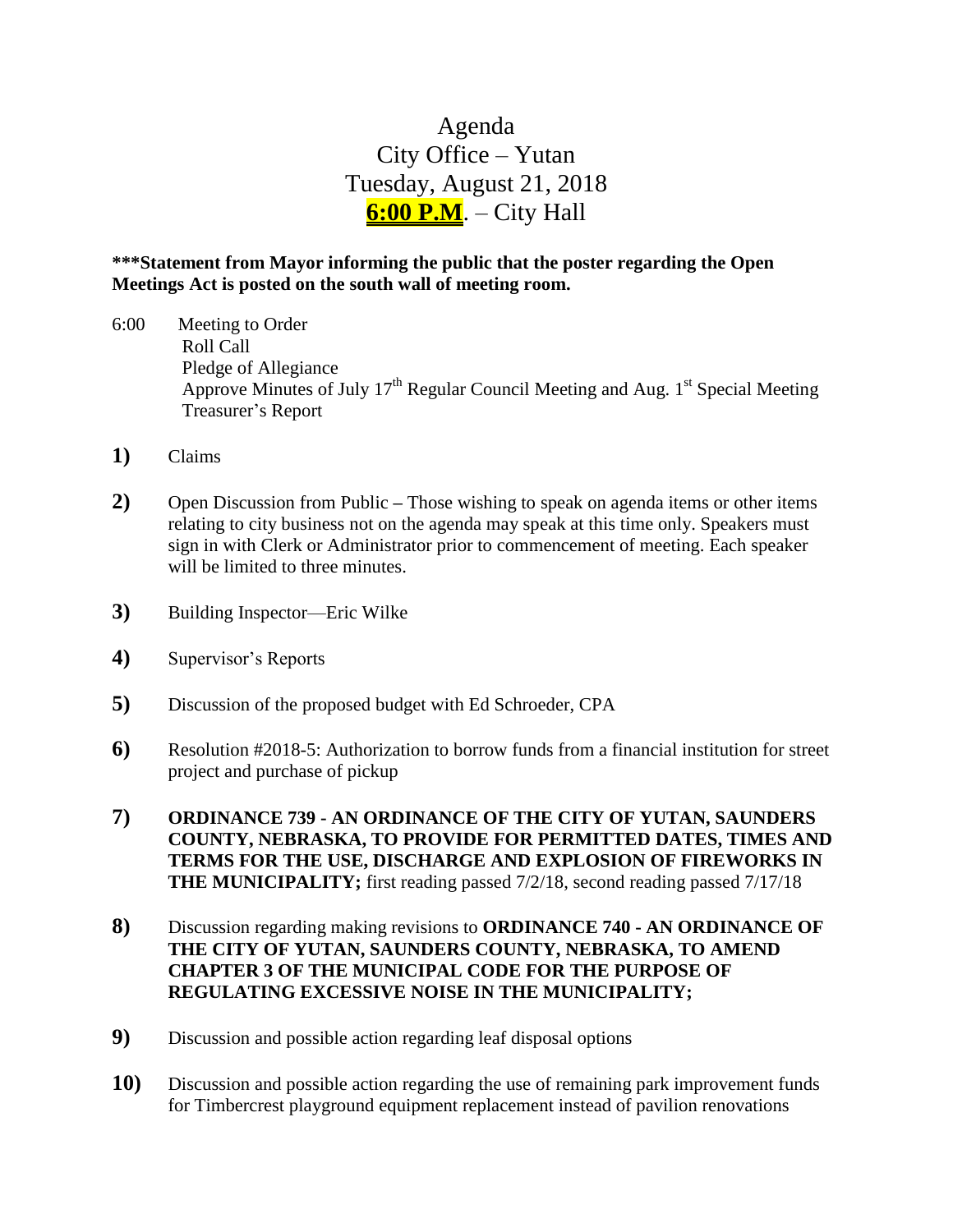# Agenda
# City Office – Yutan
# Tuesday, August 21, 2018
# **6:00 P.M**. – City Hall

**\*\*\*Statement from Mayor informing the public that the poster regarding the Open Meetings Act is posted on the south wall of meeting room.**

6:00 Meeting to Order
Roll Call
Pledge of Allegiance
Approve Minutes of July 17th Regular Council Meeting and Aug. 1st Special Meeting
Treasurer's Report

**1)** Claims

**2)** Open Discussion from Public **–** Those wishing to speak on agenda items or other items relating to city business not on the agenda may speak at this time only. Speakers must sign in with Clerk or Administrator prior to commencement of meeting. Each speaker will be limited to three minutes.

**3)** Building Inspector—Eric Wilke

**4)** Supervisor's Reports

**5)** Discussion of the proposed budget with Ed Schroeder, CPA

**6)** Resolution #2018-5: Authorization to borrow funds from a financial institution for street project and purchase of pickup

**7)** **ORDINANCE 739 - AN ORDINANCE OF THE CITY OF YUTAN, SAUNDERS COUNTY, NEBRASKA, TO PROVIDE FOR PERMITTED DATES, TIMES AND TERMS FOR THE USE, DISCHARGE AND EXPLOSION OF FIREWORKS IN THE MUNICIPALITY;** first reading passed 7/2/18, second reading passed 7/17/18

**8)** Discussion regarding making revisions to **ORDINANCE 740 - AN ORDINANCE OF THE CITY OF YUTAN, SAUNDERS COUNTY, NEBRASKA, TO AMEND CHAPTER 3 OF THE MUNICIPAL CODE FOR THE PURPOSE OF REGULATING EXCESSIVE NOISE IN THE MUNICIPALITY;**

**9)** Discussion and possible action regarding leaf disposal options

**10)** Discussion and possible action regarding the use of remaining park improvement funds for Timbercrest playground equipment replacement instead of pavilion renovations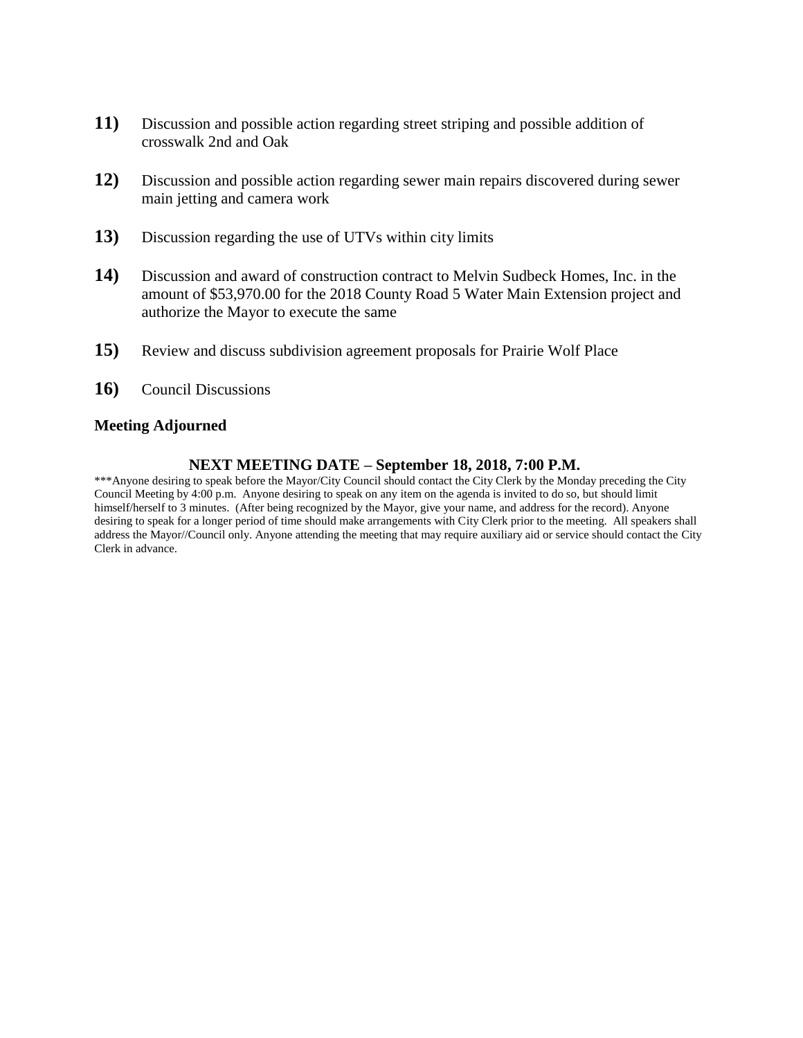**11)** Discussion and possible action regarding street striping and possible addition of crosswalk 2nd and Oak

**12)** Discussion and possible action regarding sewer main repairs discovered during sewer main jetting and camera work

**13)** Discussion regarding the use of UTVs within city limits

**14)** Discussion and award of construction contract to Melvin Sudbeck Homes, Inc. in the amount of $53,970.00 for the 2018 County Road 5 Water Main Extension project and authorize the Mayor to execute the same

**15)** Review and discuss subdivision agreement proposals for Prairie Wolf Place

**16)** Council Discussions

**Meeting Adjourned**

**NEXT MEETING DATE – September 18, 2018, 7:00 P.M.**

***Anyone desiring to speak before the Mayor/City Council should contact the City Clerk by the Monday preceding the City Council Meeting by 4:00 p.m. Anyone desiring to speak on any item on the agenda is invited to do so, but should limit himself/herself to 3 minutes. (After being recognized by the Mayor, give your name, and address for the record). Anyone desiring to speak for a longer period of time should make arrangements with City Clerk prior to the meeting. All speakers shall address the Mayor//Council only. Anyone attending the meeting that may require auxiliary aid or service should contact the City Clerk in advance.